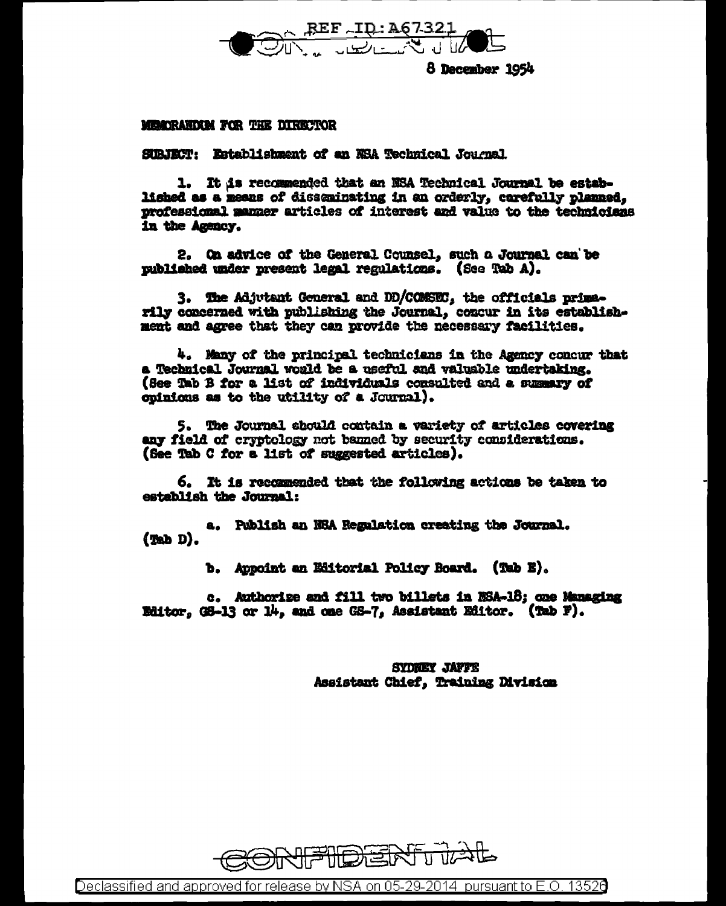8 December 1954

MEMORANDUM FOR THE DIRECTOR

SUBJECT: Establishment of an NSA Technical Journal

1. It is recommended that an NSA Technical Journal be established as a means of disseminating in an orderly, carefully planned, professional manner articles of interest and value to the technicians in the Agency.

2. On advice of the General Counsel, such a Journal can be published under present legal regulations. (See Tab A).

3. The Adjutant General and DD/COMSEC, the officials primarily concerned with publishing the Journal, concur in its establishment and agree that they can provide the necessary facilities.

4. Many of the principal technicians in the Agency concur that a Technical Journal would be a useful and valuable undertaking. (See Tab B for a list of individuals consulted and a summary of opinions as to the utility of a Journal).

5. The Journal should contain a variety of articles covering any field of cryptology not banned by security considerations. (See Tab C for a list of suggested articles).

6. It is recommended that the following actions be taken to establish the Journal:

a. Publish an NSA Regulation creating the Journal. (Tab D).

b. Appoint an Editorial Policy Board. (Tab E).

c. Authorize and fill two billets in NSA-18; one Managing Editor, GS-13 or 14, and one GS-7, Assistant Editor. (Tab F).

SYDNEY JAFFE
Assistant Chief, Training Division

CONFIDENTIAL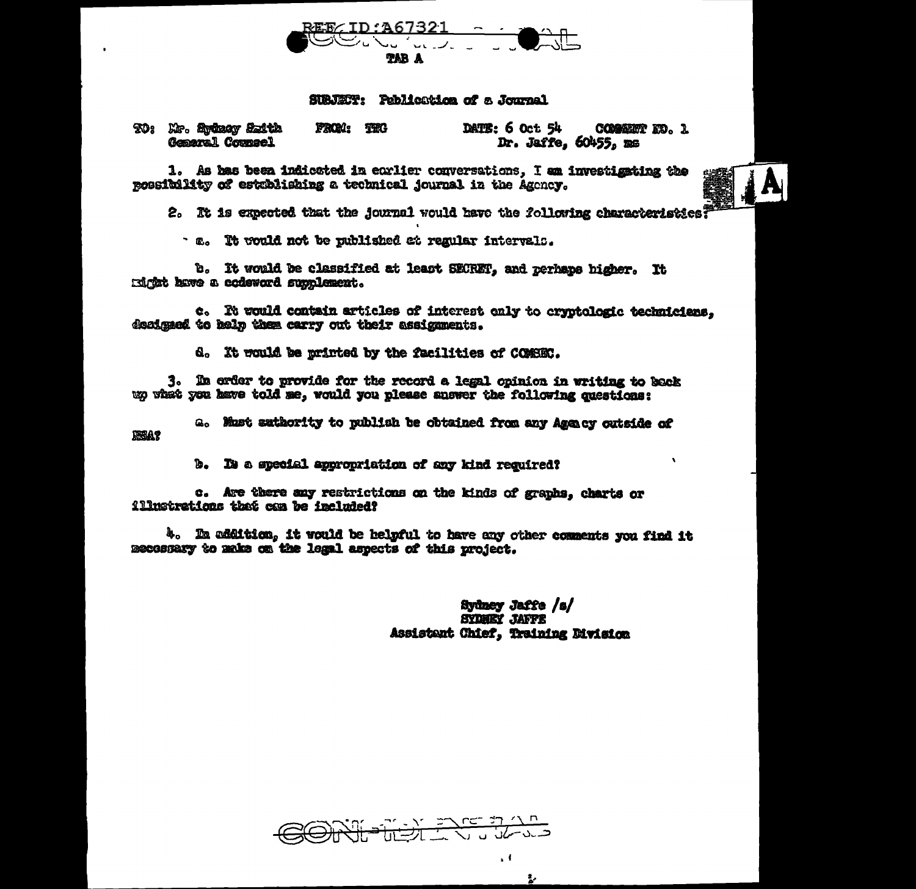TAB A

SUBJECT: Publication of a Journal

TO: Mr. Sydney Smith
General Counsel

FROM: TEC

DATE: 6 Oct 54

COMMENT NO. 1
Dr. Jaffe, 60455, ms

1. As has been indicated in earlier conversations, I am investigating the possibility of establishing a technical journal in the Agency.

2. It is expected that the journal would have the following characteristics:

a. It would not be published at regular intervals.

b. It would be classified at least SECRET, and perhaps higher. It might have a codeword supplement.

c. It would contain articles of interest only to cryptologic technicians, designed to help them carry out their assignments.

d. It would be printed by the facilities of COMSEC.

3. In order to provide for the record a legal opinion in writing to back up what you have told me, would you please answer the following questions:

a. Must authority to publish be obtained from any Agency outside of NSA?

b. Is a special appropriation of any kind required?

c. Are there any restrictions on the kinds of graphs, charts or illustrations that can be included?

4. In addition, it would be helpful to have any other comments you find it necessary to make on the legal aspects of this project.

Sydney Jaffe /s/
SYDNEY JAFFE
Assistant Chief, Training Division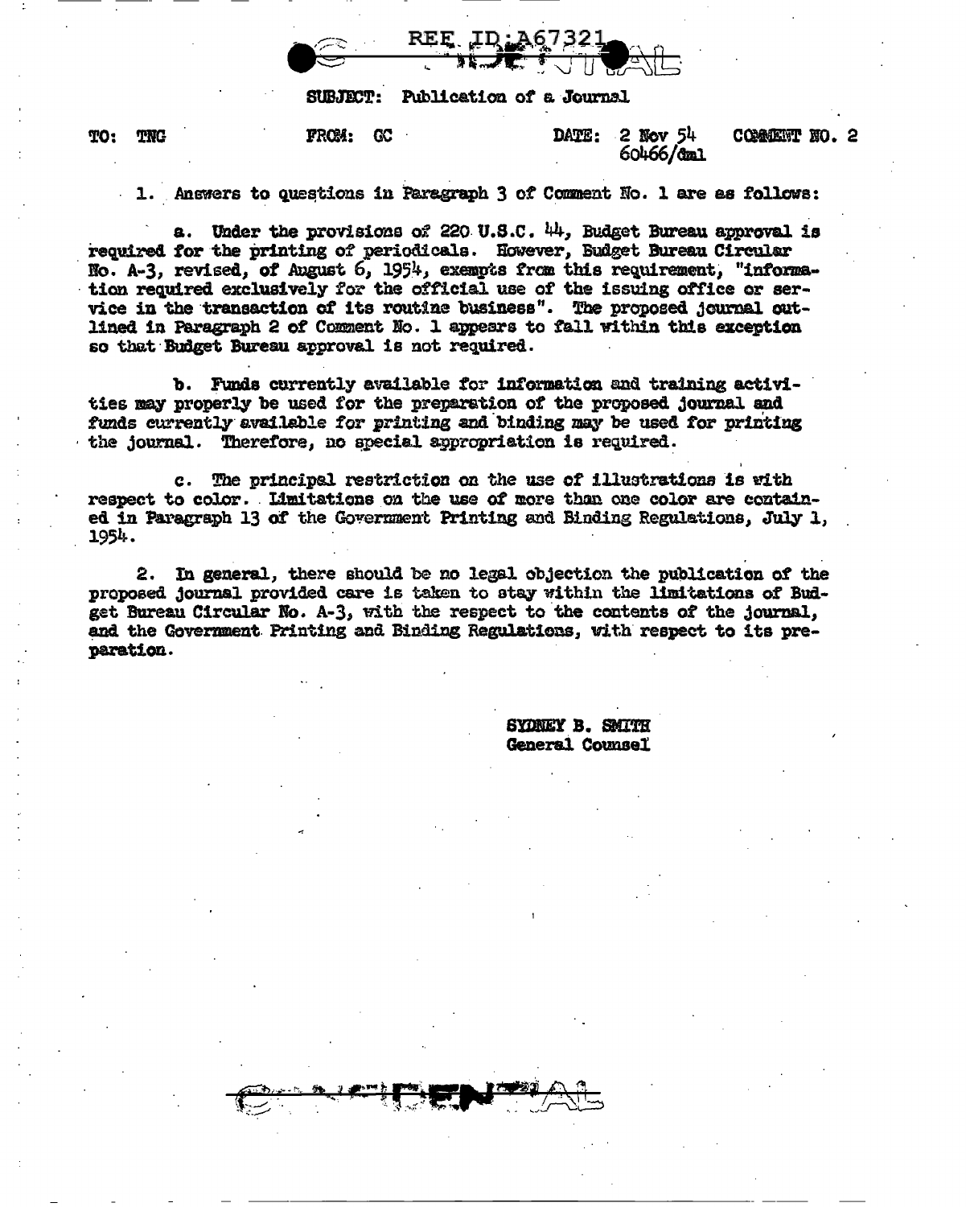**SUBJECT: Publication of a Journal**

TO: TNG FROM: GC DATE: 2 Nov 54 COMMENT NO. 2
60466/dml

1. Answers to questions in Paragraph 3 of Comment No. 1 are as follows:

a. Under the provisions of 220 U.S.C. 44, Budget Bureau approval is required for the printing of periodicals. However, Budget Bureau Circular No. A-3, revised, of August 6, 1954, exempts from this requirement, "information required exclusively for the official use of the issuing office or service in the transaction of its routine business". The proposed journal outlined in Paragraph 2 of Comment No. 1 appears to fall within this exception so that Budget Bureau approval is not required.

b. Funds currently available for information and training activities may properly be used for the preparation of the proposed journal and funds currently available for printing and binding may be used for printing the journal. Therefore, no special appropriation is required.

c. The principal restriction on the use of illustrations is with respect to color. Limitations on the use of more than one color are contained in Paragraph 13 of the Government Printing and Binding Regulations, July 1, 1954.

2. In general, there should be no legal objection the publication of the proposed journal provided care is taken to stay within the limitations of Budget Bureau Circular No. A-3, with the respect to the contents of the journal, and the Government Printing and Binding Regulations, with respect to its preparation.

SYDNEY B. SMITH
General Counsel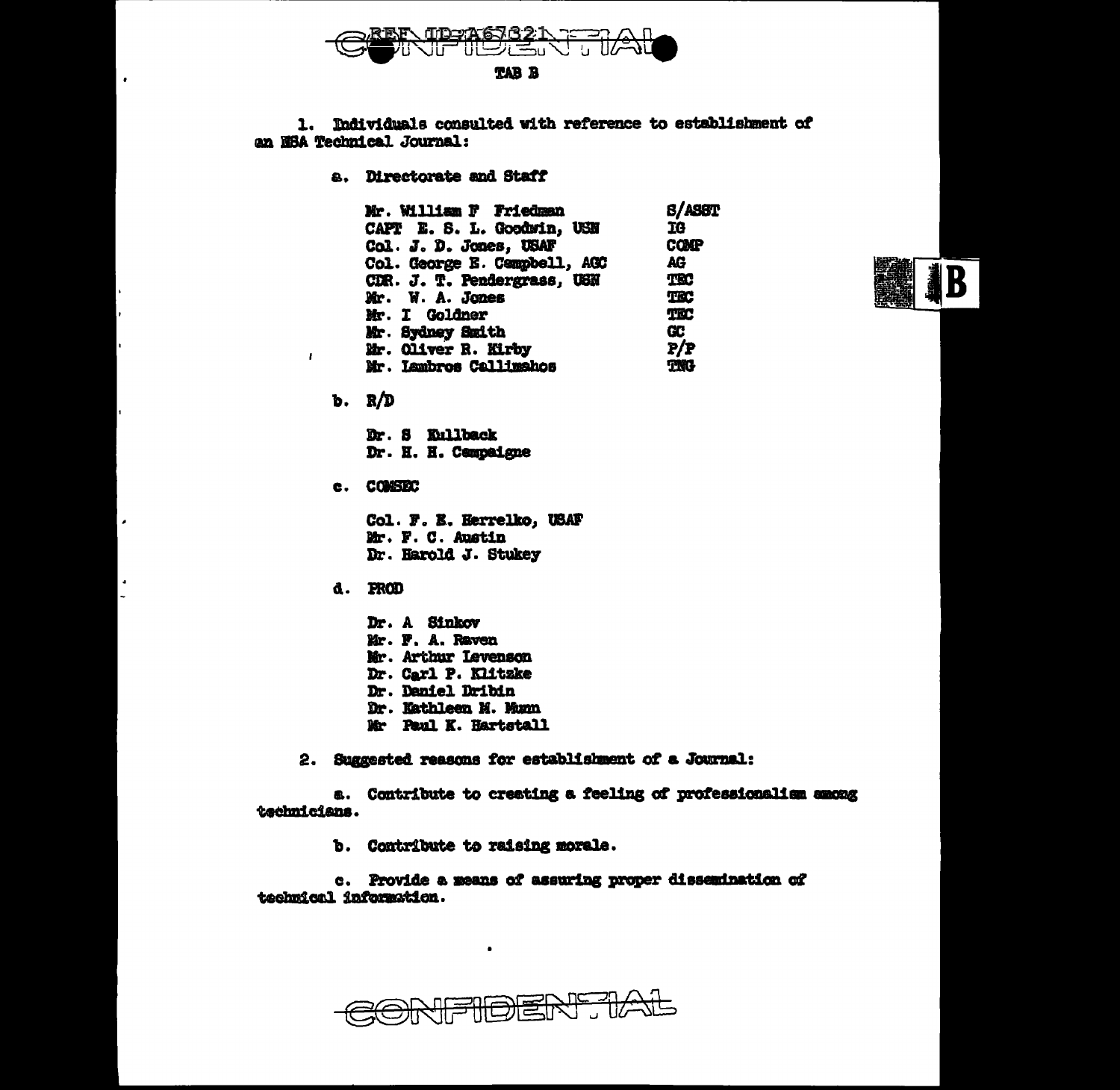CONFIDENTIAL

TAB B

1. Individuals consulted with reference to establishment of an NSA Technical Journal:

a. Directorate and Staff

| | |
|---|---|
| Mr. William F Friedman | S/ASST |
| CAPT E. S. L. Goodwin, USN | IG |
| Col. J. D. Jones, USAF | COMP |
| Col. George E. Campbell, AGC | AG |
| CDR. J. T. Pendergrass, USN | TEC |
| Mr. W. A. Jones | TEC |
| Mr. I Goldner | TEC |
| Mr. Sydney Smith | GC |
| Mr. Oliver R. Kirby | P/P |
| Mr. Lambros Callimahos | TNG |

b. R/D

Dr. S Kullback
Dr. H. H. Campaigne

c. COMSEC

Col. F. E. Herrelko, USAF
Mr. F. C. Austin
Dr. Harold J. Stukey

d. PROD

Dr. A Sinkov
Mr. F. A. Raven
Mr. Arthur Levenson
Dr. Carl P. Klitzke
Dr. Daniel Dribin
Dr. Kathleen M. Munn
Mr Paul K. Hartstall

2. Suggested reasons for establishment of a Journal:

a. Contribute to creating a feeling of professionalism among technicians.

b. Contribute to raising morale.

c. Provide a means of assuring proper dissemination of technical information.

CONFIDENTIAL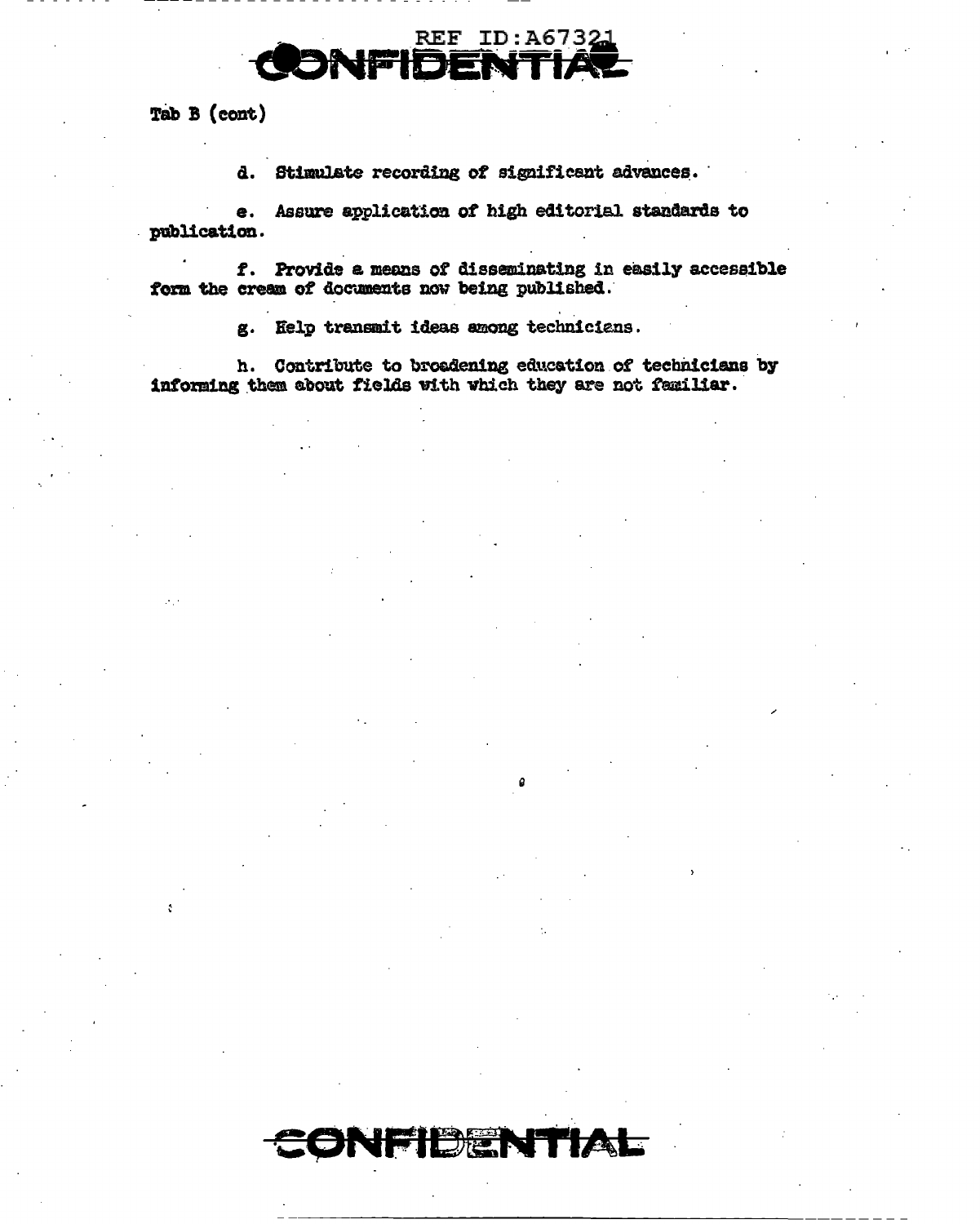Tab B (cont)

d. Stimulate recording of significant advances.

e. Assure application of high editorial standards to publication.

f. Provide a means of disseminating in easily accessible form the cream of documents now being published.

g. Help transmit ideas among technicians.

h. Contribute to broadening education of technicians by informing them about fields with which they are not familiar.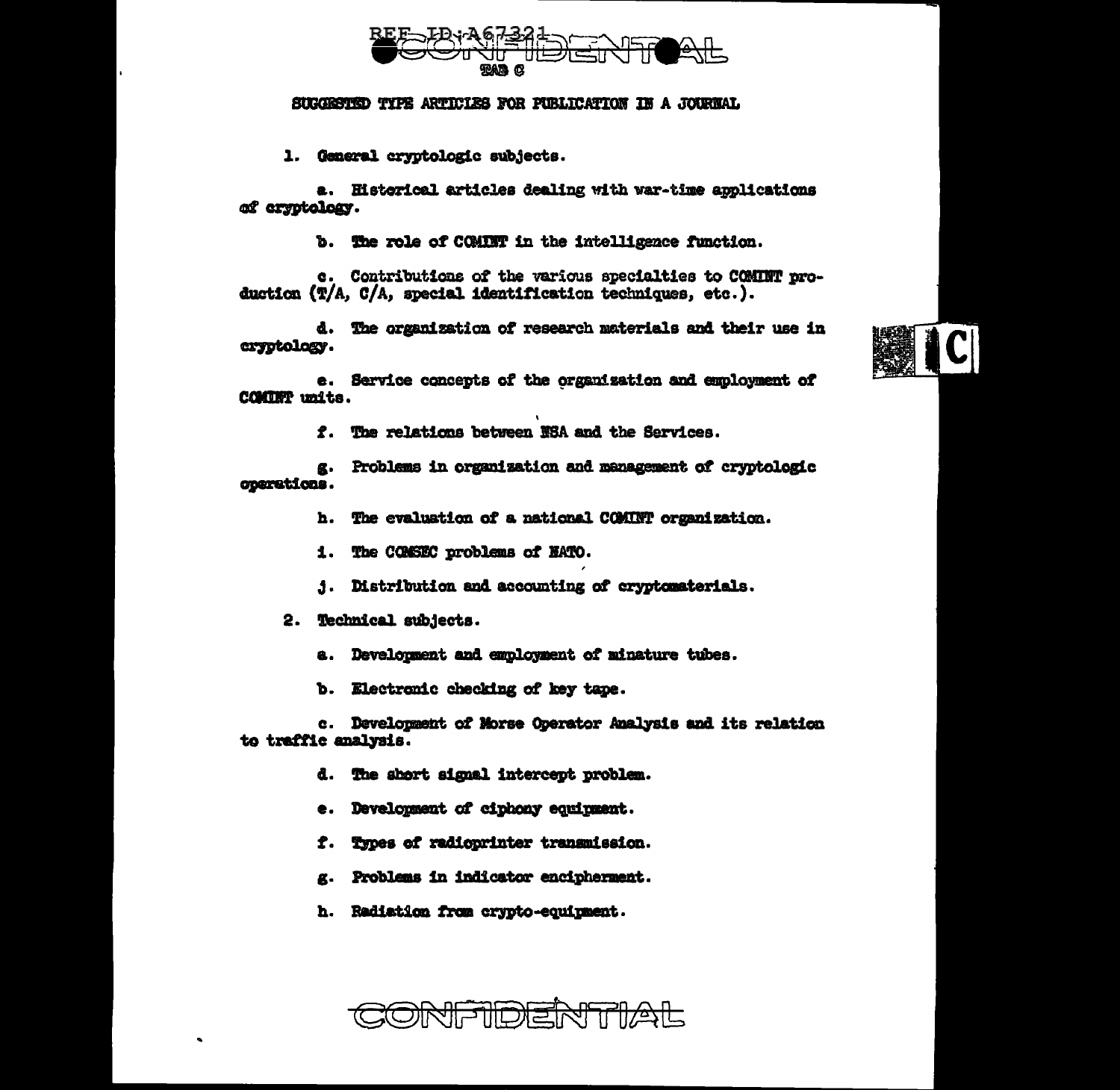TAB C

## SUGGESTED TYPE ARTICLES FOR PUBLICATION IN A JOURNAL

1. General cryptologic subjects.

   a. Historical articles dealing with war-time applications of cryptology.

   b. The role of COMINT in the intelligence function.

   c. Contributions of the various specialties to COMINT production (T/A, C/A, special identification techniques, etc.).

   d. The organization of research materials and their use in cryptology.

   e. Service concepts of the organization and employment of COMINT units.

   f. The relations between NSA and the Services.

   g. Problems in organization and management of cryptologic operations.

   h. The evaluation of a national COMINT organization.

   i. The COMSEC problems of NATO.

   j. Distribution and accounting of cryptomaterials.

2. Technical subjects.

   a. Development and employment of minature tubes.

   b. Electronic checking of key tape.

   c. Development of Morse Operator Analysis and its relation to traffic analysis.

   d. The short signal intercept problem.

   e. Development of ciphony equipment.

   f. Types of radioprinter transmission.

   g. Problems in indicator encipherment.

   h. Radiation from crypto-equipment.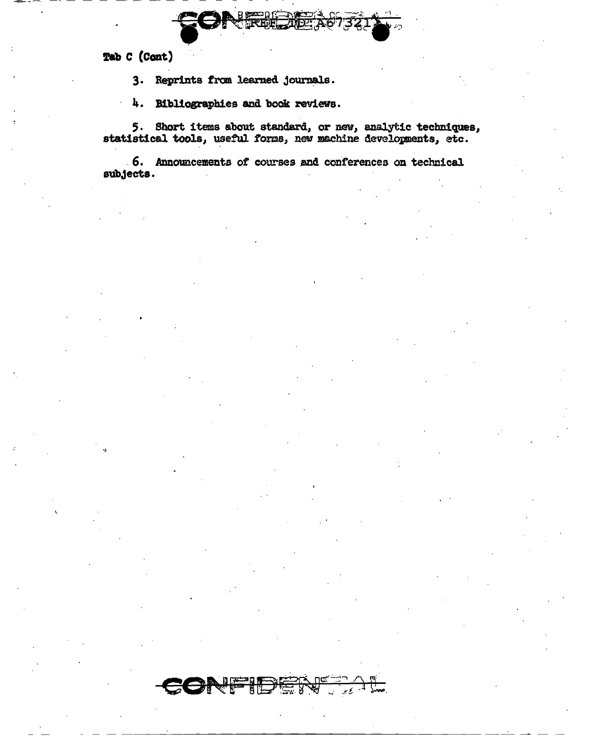Tab C (Cont)

3. Reprints from learned journals.

4. Bibliographies and book reviews.

5. Short items about standard, or new, analytic techniques, statistical tools, useful forms, new machine developments, etc.

6. Announcements of courses and conferences on technical subjects.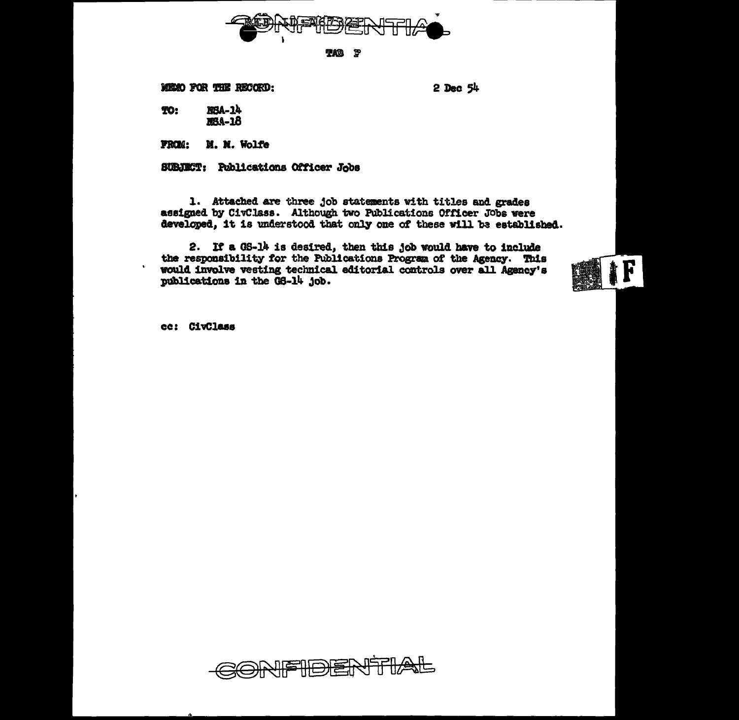CONFIDENTIAL

TAB F

MEMO FOR THE RECORD: 2 Dec 54

TO: NSA-14
NSA-18

FROM: M. M. Wolfe

SUBJECT: Publications Officer Jobs

1. Attached are three job statements with titles and grades assigned by CivClass. Although two Publications Officer Jobs were developed, it is understood that only one of these will be established.

2. If a GS-14 is desired, then this job would have to include the responsibility for the Publications Program of the Agency. This would involve vesting technical editorial controls over all Agency's publications in the GS-14 job.

cc: CivClass

CONFIDENTIAL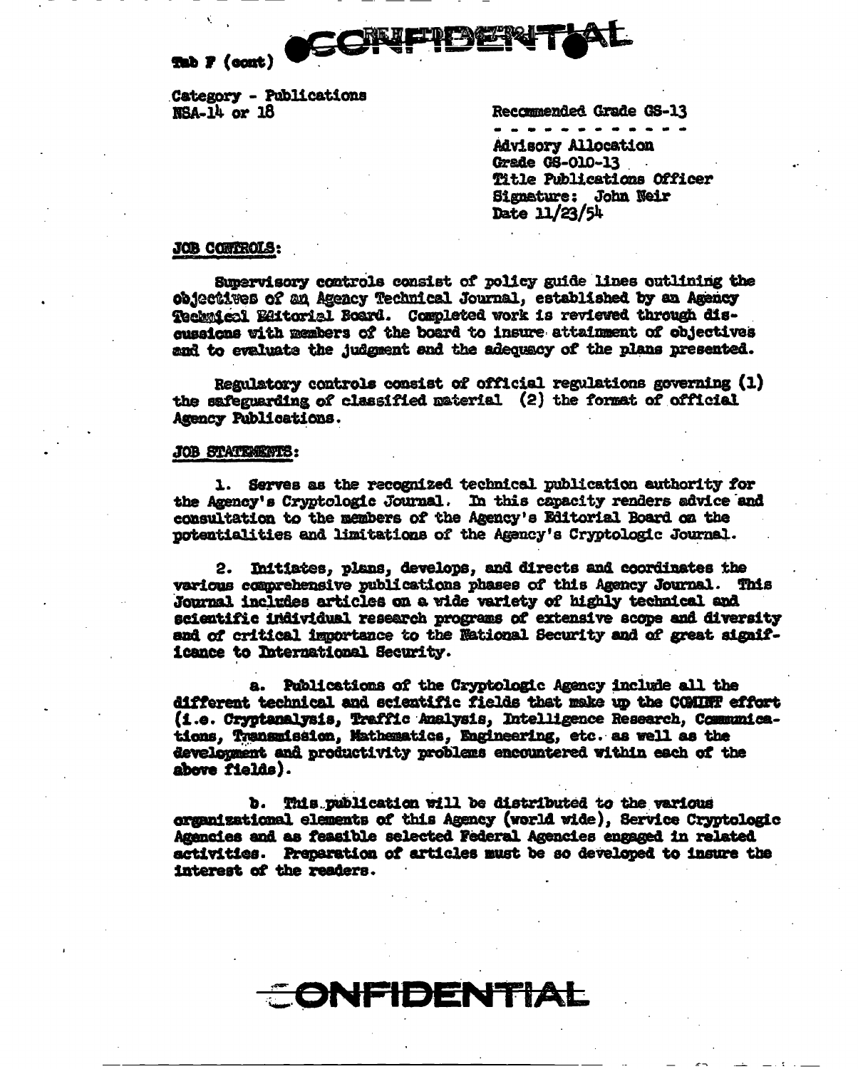Tab F (cont)

Category - Publications
NSA-14 or 18

Recommended Grade GS-13

Advisory Allocation
Grade GS-010-13
Title Publications Officer
Signature: John Weir
Date 11/23/54

**JOB CONTROLS:**

Supervisory controls consist of policy guide lines outlining the objectives of an Agency Technical Journal, established by an Agency Technical Editorial Board. Completed work is reviewed through discussions with members of the board to insure attainment of objectives and to evaluate the judgment and the adequacy of the plans presented.

Regulatory controls consist of official regulations governing (1) the safeguarding of classified material (2) the format of official Agency Publications.

**JOB STATEMENTS:**

1. Serves as the recognized technical publication authority for the Agency's Cryptologic Journal. In this capacity renders advice and consultation to the members of the Agency's Editorial Board on the potentialities and limitations of the Agency's Cryptologic Journal.

2. Initiates, plans, develops, and directs and coordinates the various comprehensive publications phases of this Agency Journal. This Journal includes articles on a wide variety of highly technical and scientific individual research programs of extensive scope and diversity and of critical importance to the National Security and of great significance to International Security.

   a. Publications of the Cryptologic Agency include all the different technical and scientific fields that make up the COMINT effort (i.e. Cryptanalysis, Traffic Analysis, Intelligence Research, Communications, Transmission, Mathematics, Engineering, etc. as well as the development and productivity problems encountered within each of the above fields).

   b. This publication will be distributed to the various organizational elements of this Agency (world wide), Service Cryptologic Agencies and as feasible selected Federal Agencies engaged in related activities. Preparation of articles must be so developed to insure the interest of the readers.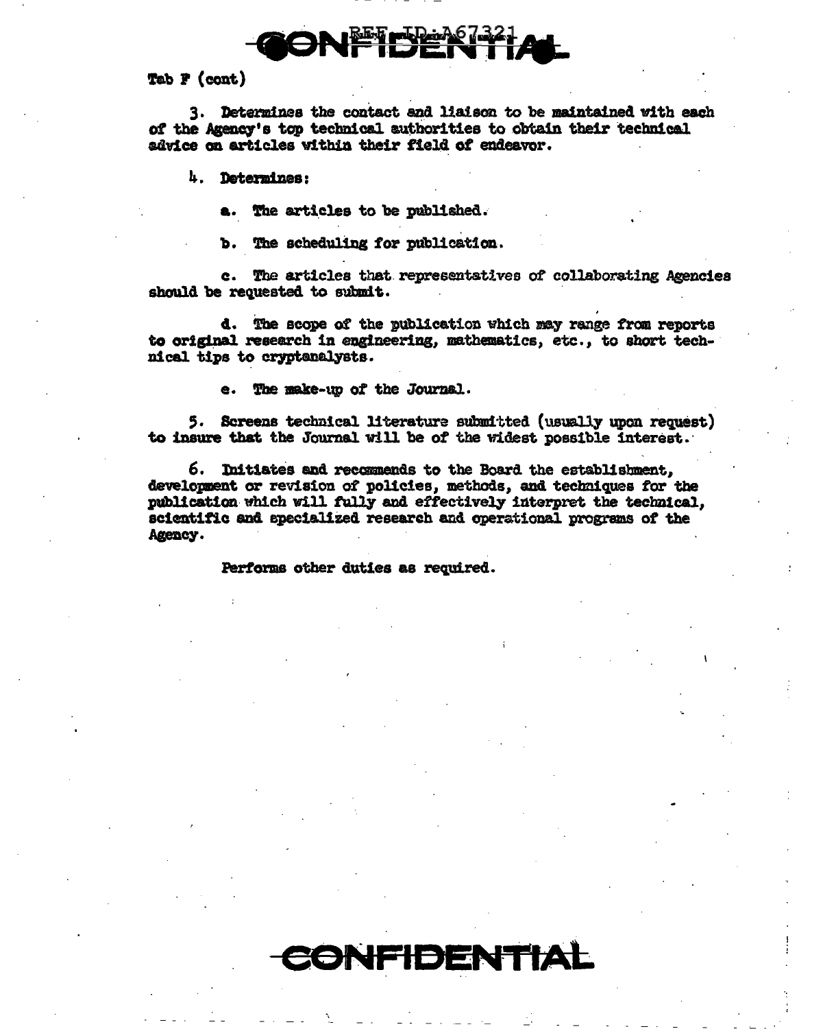Tab F (cont)

3. Determines the contact and liaison to be maintained with each of the Agency's top technical authorities to obtain their technical advice on articles within their field of endeavor.

4. Determines:

a. The articles to be published.

b. The scheduling for publication.

c. The articles that representatives of collaborating Agencies should be requested to submit.

d. The scope of the publication which may range from reports to original research in engineering, mathematics, etc., to short technical tips to cryptanalysts.

e. The make-up of the Journal.

5. Screens technical literature submitted (usually upon request) to insure that the Journal will be of the widest possible interest.

6. Initiates and recommends to the Board the establishment, development or revision of policies, methods, and techniques for the publication which will fully and effectively interpret the technical, scientific and specialized research and operational programs of the Agency.

Performs other duties as required.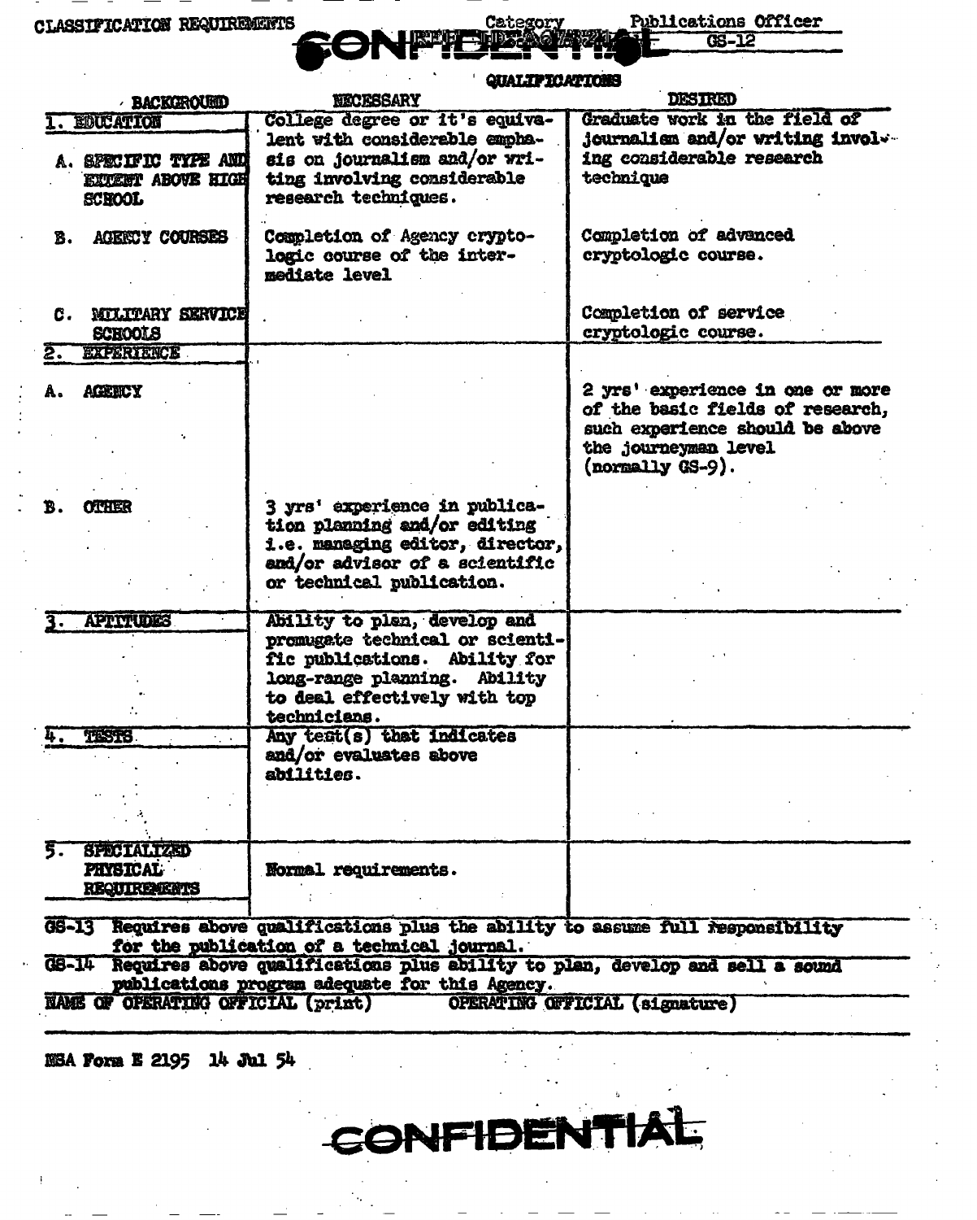CLASSIFICATION REQUIREMENTS — Category: Publications Officer GS-12

CONFIDENTIAL

| BACKGROUND | QUALIFICATIONS: NECESSARY | QUALIFICATIONS: DESIRED |
|---|---|---|
| 1. EDUCATION | College degree or it's equivalent with considerable emphasis on journalism and/or writing involving considerable research techniques. | Graduate work in the field of journalism and/or writing involving considerable research technique |
| A. SPECIFIC TYPE AND EXTENT ABOVE HIGH SCHOOL | | |
| B. AGENCY COURSES | Completion of Agency cryptologic course of the intermediate level | Completion of advanced cryptologic course. |
| C. MILITARY SERVICE SCHOOLS | | Completion of service cryptologic course. |
| 2. EXPERIENCE | | |
| A. AGENCY | | 2 yrs' experience in one or more of the basic fields of research, such experience should be above the journeyman level (normally GS-9). |
| B. OTHER | 3 yrs' experience in publication planning and/or editing i.e. managing editor, director, and/or advisor of a scientific or technical publication. | |
| 3. APTITUDES | Ability to plan, develop and promugate technical or scientific publications. Ability for long-range planning. Ability to deal effectively with top technicians. | |
| 4. TESTS | Any test(s) that indicates and/or evaluates above abilities. | |
| 5. SPECIALIZED PHYSICAL REQUIREMENTS | Normal requirements. | |

GS-13 Requires above qualifications plus the ability to assume full responsibility for the publication of a technical journal.

GS-14 Requires above qualifications plus ability to plan, develop and sell a sound publications program adequate for this Agency.

NAME OF OPERATING OFFICIAL (print) OPERATING OFFICIAL (signature)

NSA Form E 2195 14 Jul 54

CONFIDENTIAL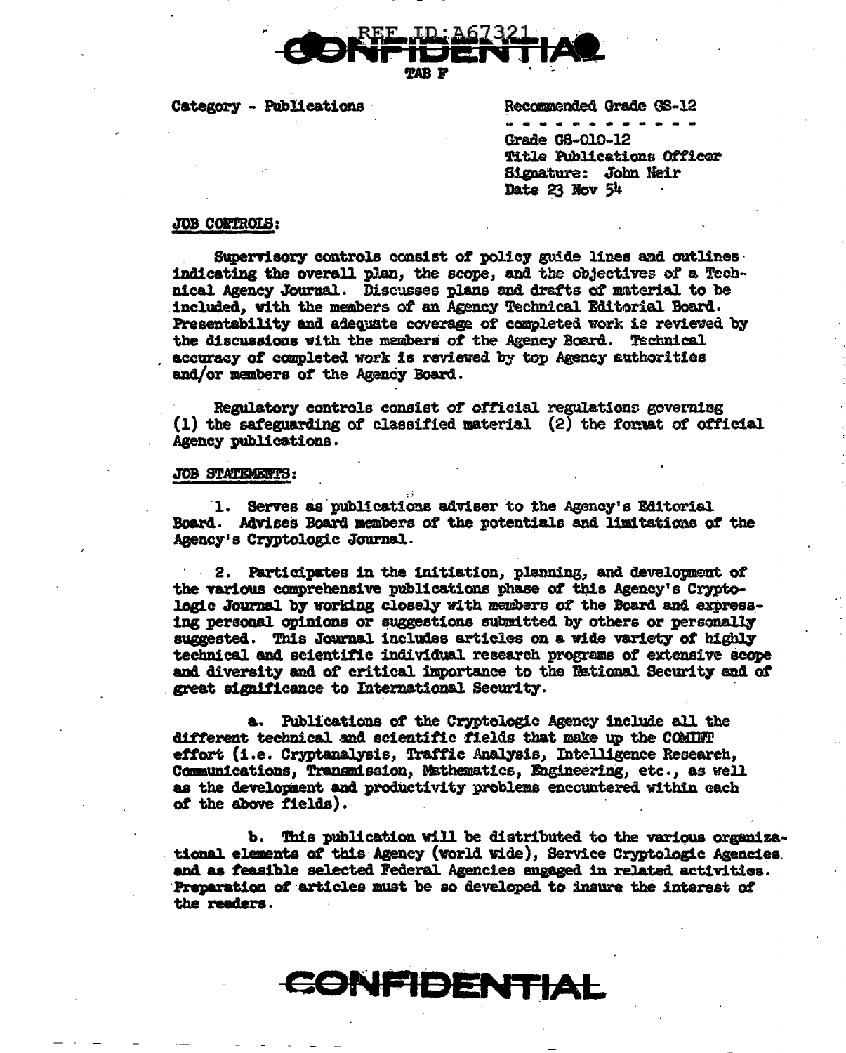CONFIDENTIAL

TAB F

Category - Publications

Recommended Grade GS-12

Grade GS-010-12
Title Publications Officer
Signature: John Neir
Date 23 Nov 54

JOB CONTROLS:

Supervisory controls consist of policy guide lines and outlines indicating the overall plan, the scope, and the objectives of a Technical Agency Journal. Discusses plans and drafts of material to be included, with the members of an Agency Technical Editorial Board. Presentability and adequate coverage of completed work is reviewed by the discussions with the members of the Agency Board. Technical accuracy of completed work is reviewed by top Agency authorities and/or members of the Agency Board.

Regulatory controls consist of official regulations governing (1) the safeguarding of classified material (2) the format of official Agency publications.

JOB STATEMENTS:

1. Serves as publications adviser to the Agency's Editorial Board. Advises Board members of the potentials and limitations of the Agency's Cryptologic Journal.

2. Participates in the initiation, planning, and development of the various comprehensive publications phase of this Agency's Cryptologic Journal by working closely with members of the Board and expressing personal opinions or suggestions submitted by others or personally suggested. This Journal includes articles on a wide variety of highly technical and scientific individual research programs of extensive scope and diversity and of critical importance to the National Security and of great significance to International Security.

a. Publications of the Cryptologic Agency include all the different technical and scientific fields that make up the COMINT effort (i.e. Cryptanalysis, Traffic Analysis, Intelligence Research, Communications, Transmission, Mathematics, Engineering, etc., as well as the development and productivity problems encountered within each of the above fields).

b. This publication will be distributed to the various organizational elements of this Agency (world wide), Service Cryptologic Agencies and as feasible selected Federal Agencies engaged in related activities. Preparation of articles must be so developed to insure the interest of the readers.

CONFIDENTIAL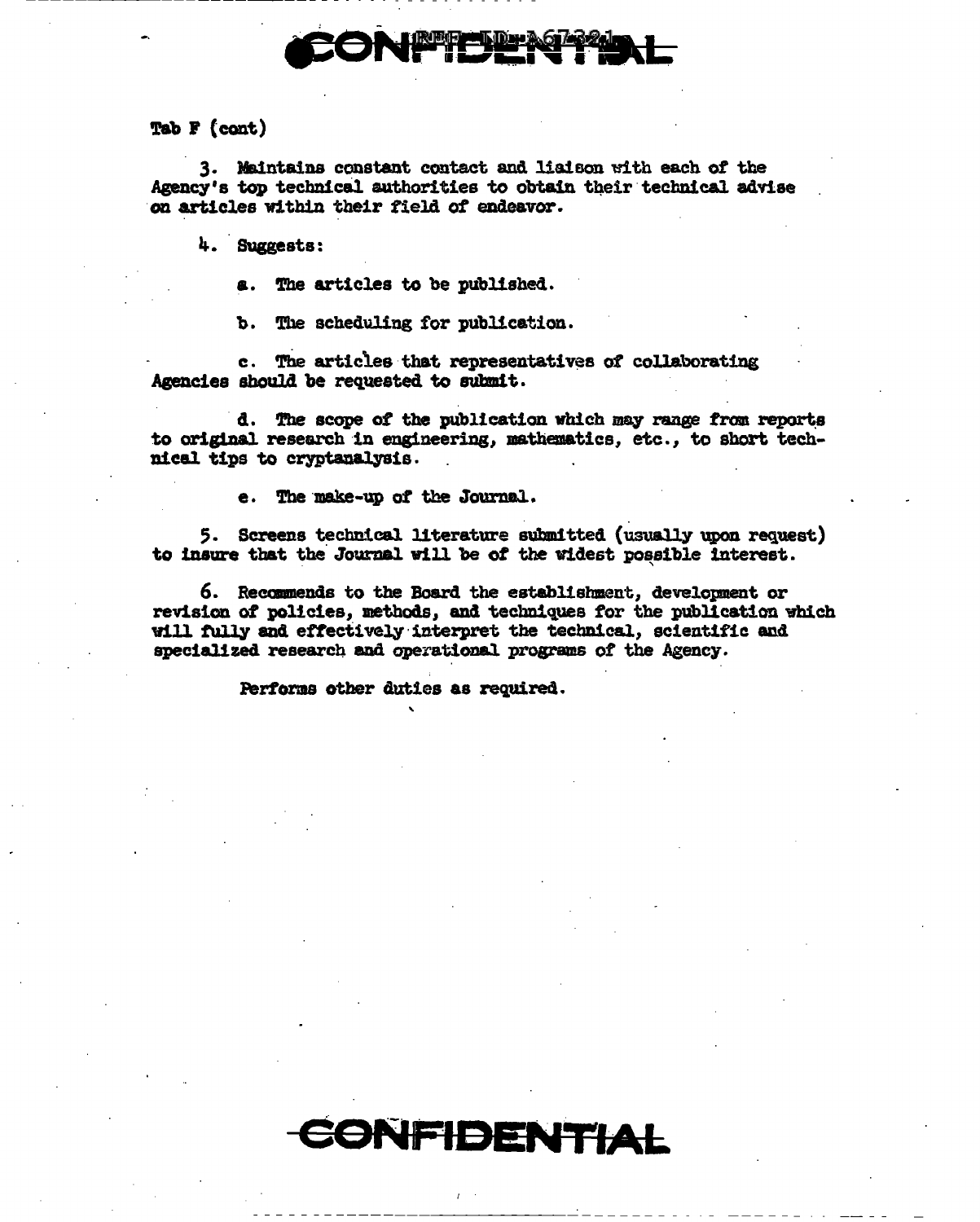Tab F (cont)

3. Maintains constant contact and liaison with each of the Agency's top technical authorities to obtain their technical advise on articles within their field of endeavor.

4. Suggests:

a. The articles to be published.

b. The scheduling for publication.

c. The articles that representatives of collaborating Agencies should be requested to submit.

d. The scope of the publication which may range from reports to original research in engineering, mathematics, etc., to short technical tips to cryptanalysis.

e. The make-up of the Journal.

5. Screens technical literature submitted (usually upon request) to insure that the Journal will be of the widest possible interest.

6. Recommends to the Board the establishment, development or revision of policies, methods, and techniques for the publication which will fully and effectively interpret the technical, scientific and specialized research and operational programs of the Agency.

Performs other duties as required.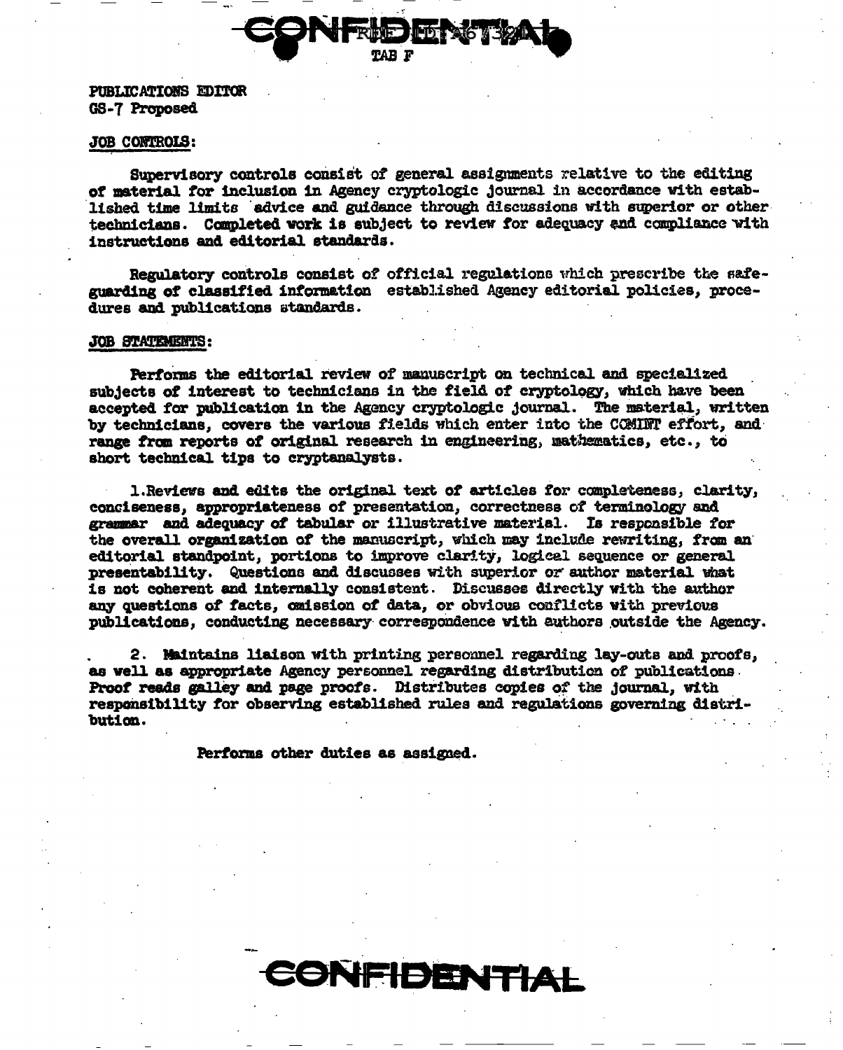CONFIDENTIAL

REF ID:A67324

TAB F

PUBLICATIONS EDITOR
GS-7 Proposed

JOB CONTROLS:

Supervisory controls consist of general assignments relative to the editing of material for inclusion in Agency cryptologic journal in accordance with established time limits advice and guidance through discussions with superior or other technicians. Completed work is subject to review for adequacy and compliance with instructions and editorial standards.

Regulatory controls consist of official regulations which prescribe the safeguarding of classified information established Agency editorial policies, procedures and publications standards.

JOB STATEMENTS:

Performs the editorial review of manuscript on technical and specialized subjects of interest to technicians in the field of cryptology, which have been accepted for publication in the Agency cryptologic journal. The material, written by technicians, covers the various fields which enter into the COMINT effort, and range from reports of original research in engineering, mathematics, etc., to short technical tips to cryptanalysts.

1.Reviews and edits the original text of articles for completeness, clarity, conciseness, appropriateness of presentation, correctness of terminology and grammar and adequacy of tabular or illustrative material. Is responsible for the overall organization of the manuscript, which may include rewriting, from an editorial standpoint, portions to improve clarity, logical sequence or general presentability. Questions and discusses with superior or author material what is not coherent and internally consistent. Discusses directly with the author any questions of facts, omission of data, or obvious conflicts with previous publications, conducting necessary correspondence with authors outside the Agency.

2. Maintains liaison with printing personnel regarding lay-outs and proofs, as well as appropriate Agency personnel regarding distribution of publications. Proof reads galley and page proofs. Distributes copies of the journal, with responsibility for observing established rules and regulations governing distribution.

Performs other duties as assigned.

CONFIDENTIAL